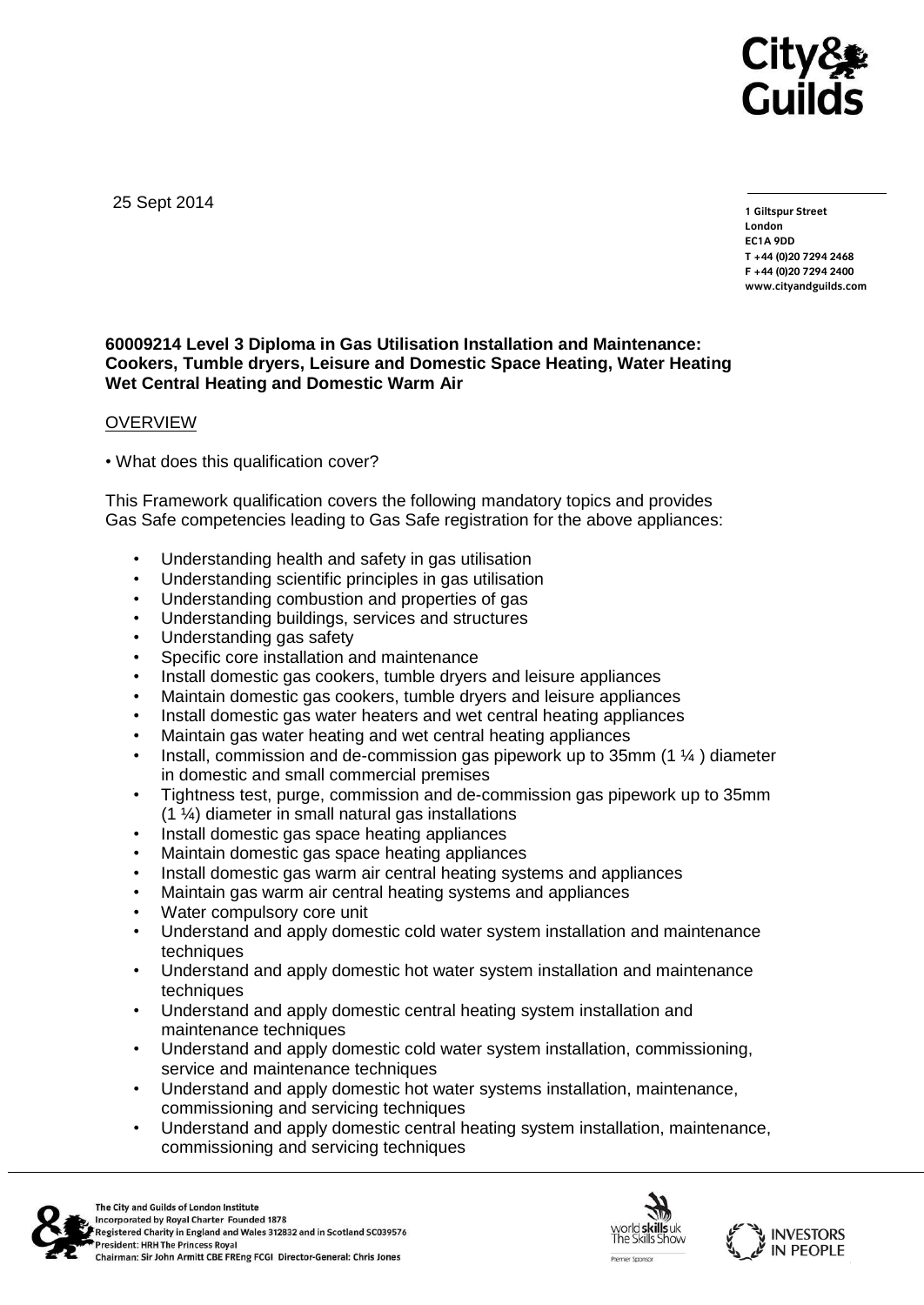25 Sept 2014

1 Giltspur Street
London
EC1A 9DD
T +44 (0)20 7294 2468
F +44 (0)20 7294 2400
www.cityandguilds.com

**60009214 Level 3 Diploma in Gas Utilisation Installation and Maintenance: Cookers, Tumble dryers, Leisure and Domestic Space Heating, Water Heating Wet Central Heating and Domestic Warm Air**

OVERVIEW

• What does this qualification cover?

This Framework qualification covers the following mandatory topics and provides Gas Safe competencies leading to Gas Safe registration for the above appliances:

- Understanding health and safety in gas utilisation
- Understanding scientific principles in gas utilisation
- Understanding combustion and properties of gas
- Understanding buildings, services and structures
- Understanding gas safety
- Specific core installation and maintenance
- Install domestic gas cookers, tumble dryers and leisure appliances
- Maintain domestic gas cookers, tumble dryers and leisure appliances
- Install domestic gas water heaters and wet central heating appliances
- Maintain gas water heating and wet central heating appliances
- Install, commission and de-commission gas pipework up to 35mm (1 ¼ ) diameter in domestic and small commercial premises
- Tightness test, purge, commission and de-commission gas pipework up to 35mm (1 ¼) diameter in small natural gas installations
- Install domestic gas space heating appliances
- Maintain domestic gas space heating appliances
- Install domestic gas warm air central heating systems and appliances
- Maintain gas warm air central heating systems and appliances
- Water compulsory core unit
- Understand and apply domestic cold water system installation and maintenance techniques
- Understand and apply domestic hot water system installation and maintenance techniques
- Understand and apply domestic central heating system installation and maintenance techniques
- Understand and apply domestic cold water system installation, commissioning, service and maintenance techniques
- Understand and apply domestic hot water systems installation, maintenance, commissioning and servicing techniques
- Understand and apply domestic central heating system installation, maintenance, commissioning and servicing techniques

The City and Guilds of London Institute
Incorporated by Royal Charter Founded 1878
Registered Charity in England and Wales 312832 and in Scotland SC039576
President: HRH The Princess Royal
Chairman: Sir John Armitt CBE FREng FCGI Director-General: Chris Jones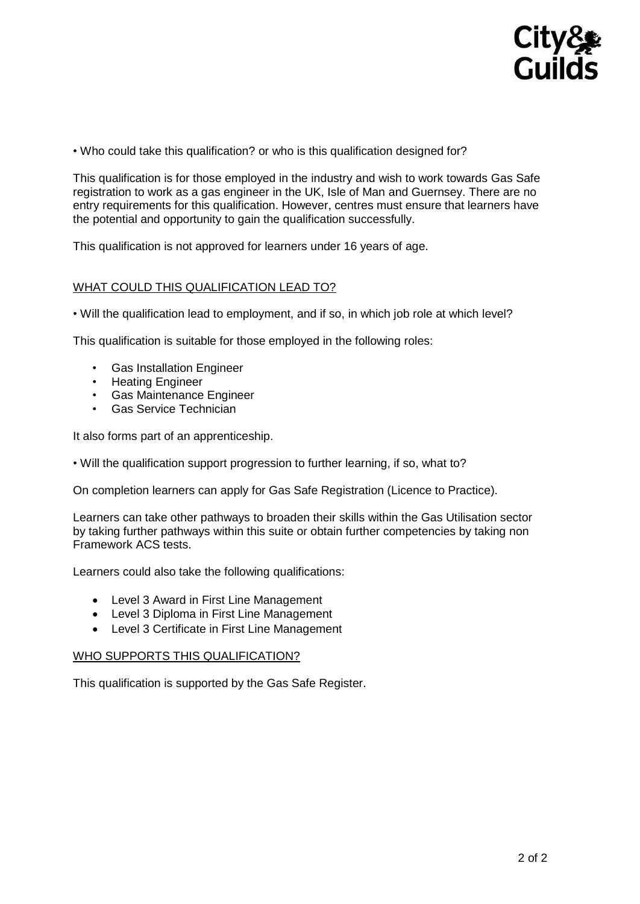• Who could take this qualification? or who is this qualification designed for?

This qualification is for those employed in the industry and wish to work towards Gas Safe registration to work as a gas engineer in the UK, Isle of Man and Guernsey. There are no entry requirements for this qualification. However, centres must ensure that learners have the potential and opportunity to gain the qualification successfully.

This qualification is not approved for learners under 16 years of age.

## WHAT COULD THIS QUALIFICATION LEAD TO?

• Will the qualification lead to employment, and if so, in which job role at which level?

This qualification is suitable for those employed in the following roles:

- Gas Installation Engineer
- Heating Engineer
- Gas Maintenance Engineer
- Gas Service Technician

It also forms part of an apprenticeship.

• Will the qualification support progression to further learning, if so, what to?

On completion learners can apply for Gas Safe Registration (Licence to Practice).

Learners can take other pathways to broaden their skills within the Gas Utilisation sector by taking further pathways within this suite or obtain further competencies by taking non Framework ACS tests.

Learners could also take the following qualifications:

- Level 3 Award in First Line Management
- Level 3 Diploma in First Line Management
- Level 3 Certificate in First Line Management

## WHO SUPPORTS THIS QUALIFICATION?

This qualification is supported by the Gas Safe Register.